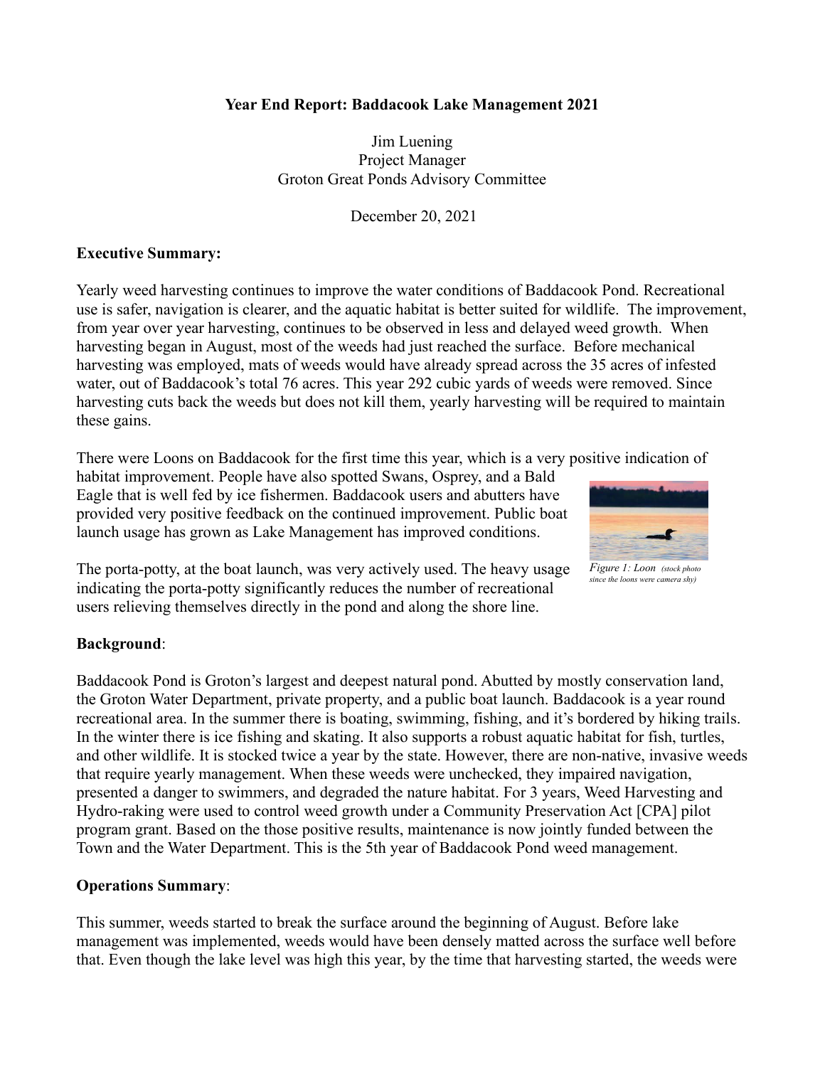# Year End Report: Baddacook Lake Management 2021

Jim Luening
Project Manager
Groton Great Ponds Advisory Committee

December 20, 2021

**Executive Summary:**

Yearly weed harvesting continues to improve the water conditions of Baddacook Pond. Recreational use is safer, navigation is clearer, and the aquatic habitat is better suited for wildlife. The improvement, from year over year harvesting, continues to be observed in less and delayed weed growth. When harvesting began in August, most of the weeds had just reached the surface. Before mechanical harvesting was employed, mats of weeds would have already spread across the 35 acres of infested water, out of Baddacook's total 76 acres. This year 292 cubic yards of weeds were removed. Since harvesting cuts back the weeds but does not kill them, yearly harvesting will be required to maintain these gains.

There were Loons on Baddacook for the first time this year, which is a very positive indication of habitat improvement. People have also spotted Swans, Osprey, and a Bald Eagle that is well fed by ice fishermen. Baddacook users and abutters have provided very positive feedback on the continued improvement. Public boat launch usage has grown as Lake Management has improved conditions.

*Figure 1: Loon (stock photo since the loons were camera shy)*

The porta-potty, at the boat launch, was very actively used. The heavy usage indicating the porta-potty significantly reduces the number of recreational users relieving themselves directly in the pond and along the shore line.

**Background**:

Baddacook Pond is Groton's largest and deepest natural pond. Abutted by mostly conservation land, the Groton Water Department, private property, and a public boat launch. Baddacook is a year round recreational area. In the summer there is boating, swimming, fishing, and it's bordered by hiking trails. In the winter there is ice fishing and skating. It also supports a robust aquatic habitat for fish, turtles, and other wildlife. It is stocked twice a year by the state. However, there are non-native, invasive weeds that require yearly management. When these weeds were unchecked, they impaired navigation, presented a danger to swimmers, and degraded the nature habitat. For 3 years, Weed Harvesting and Hydro-raking were used to control weed growth under a Community Preservation Act [CPA] pilot program grant. Based on the those positive results, maintenance is now jointly funded between the Town and the Water Department. This is the 5th year of Baddacook Pond weed management.

**Operations Summary**:

This summer, weeds started to break the surface around the beginning of August. Before lake management was implemented, weeds would have been densely matted across the surface well before that. Even though the lake level was high this year, by the time that harvesting started, the weeds were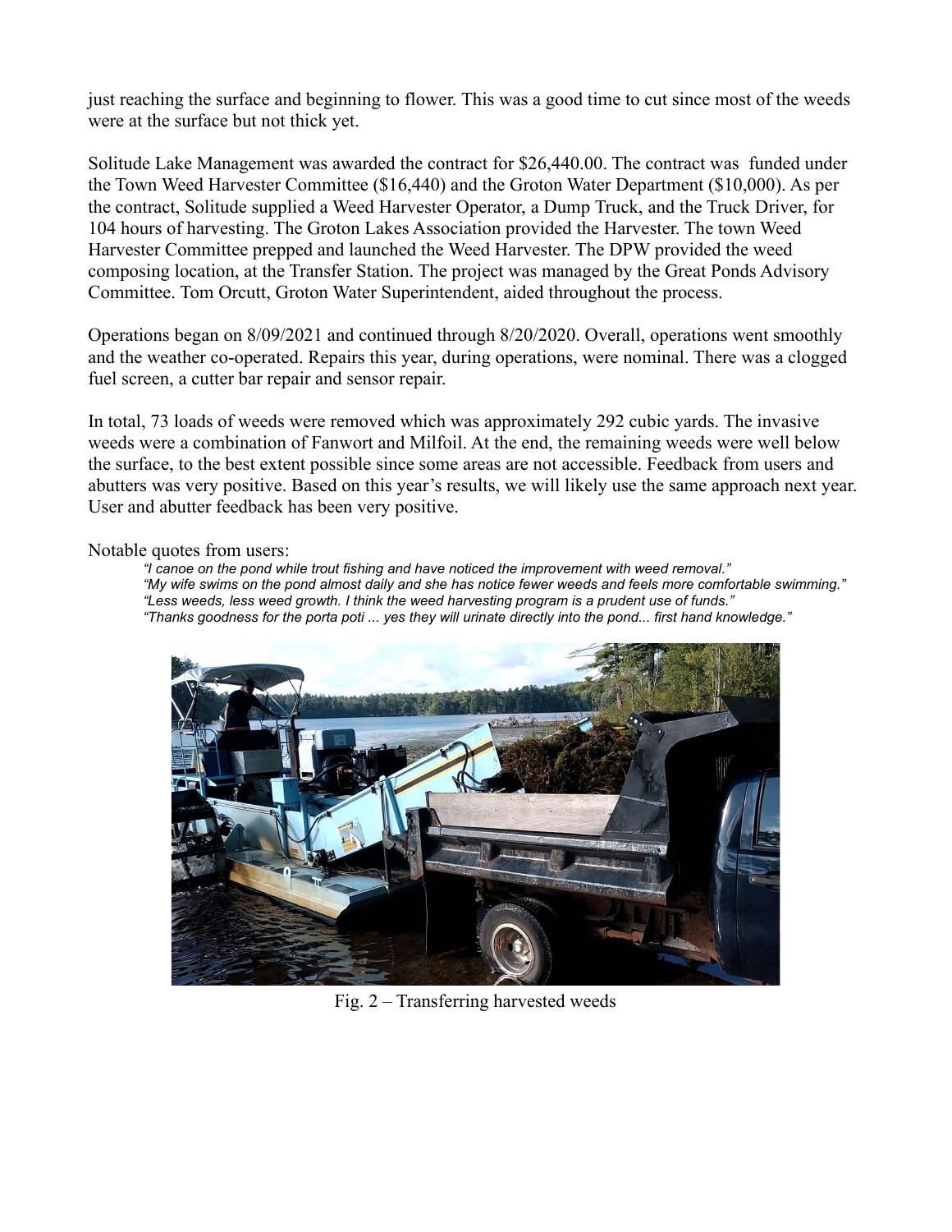just reaching the surface and beginning to flower. This was a good time to cut since most of the weeds were at the surface but not thick yet.

Solitude Lake Management was awarded the contract for $26,440.00. The contract was funded under the Town Weed Harvester Committee ($16,440) and the Groton Water Department ($10,000). As per the contract, Solitude supplied a Weed Harvester Operator, a Dump Truck, and the Truck Driver, for 104 hours of harvesting. The Groton Lakes Association provided the Harvester. The town Weed Harvester Committee prepped and launched the Weed Harvester. The DPW provided the weed composing location, at the Transfer Station. The project was managed by the Great Ponds Advisory Committee. Tom Orcutt, Groton Water Superintendent, aided throughout the process.

Operations began on 8/09/2021 and continued through 8/20/2020. Overall, operations went smoothly and the weather co-operated. Repairs this year, during operations, were nominal. There was a clogged fuel screen, a cutter bar repair and sensor repair.

In total, 73 loads of weeds were removed which was approximately 292 cubic yards. The invasive weeds were a combination of Fanwort and Milfoil. At the end, the remaining weeds were well below the surface, to the best extent possible since some areas are not accessible. Feedback from users and abutters was very positive. Based on this year's results, we will likely use the same approach next year. User and abutter feedback has been very positive.

Notable quotes from users:

> *"I canoe on the pond while trout fishing and have noticed the improvement with weed removal."*
> *"My wife swims on the pond almost daily and she has notice fewer weeds and feels more comfortable swimming."*
> *"Less weeds, less weed growth. I think the weed harvesting program is a prudent use of funds."*
> *"Thanks goodness for the porta poti ... yes they will urinate directly into the pond... first hand knowledge."*

Fig. 2 – Transferring harvested weeds